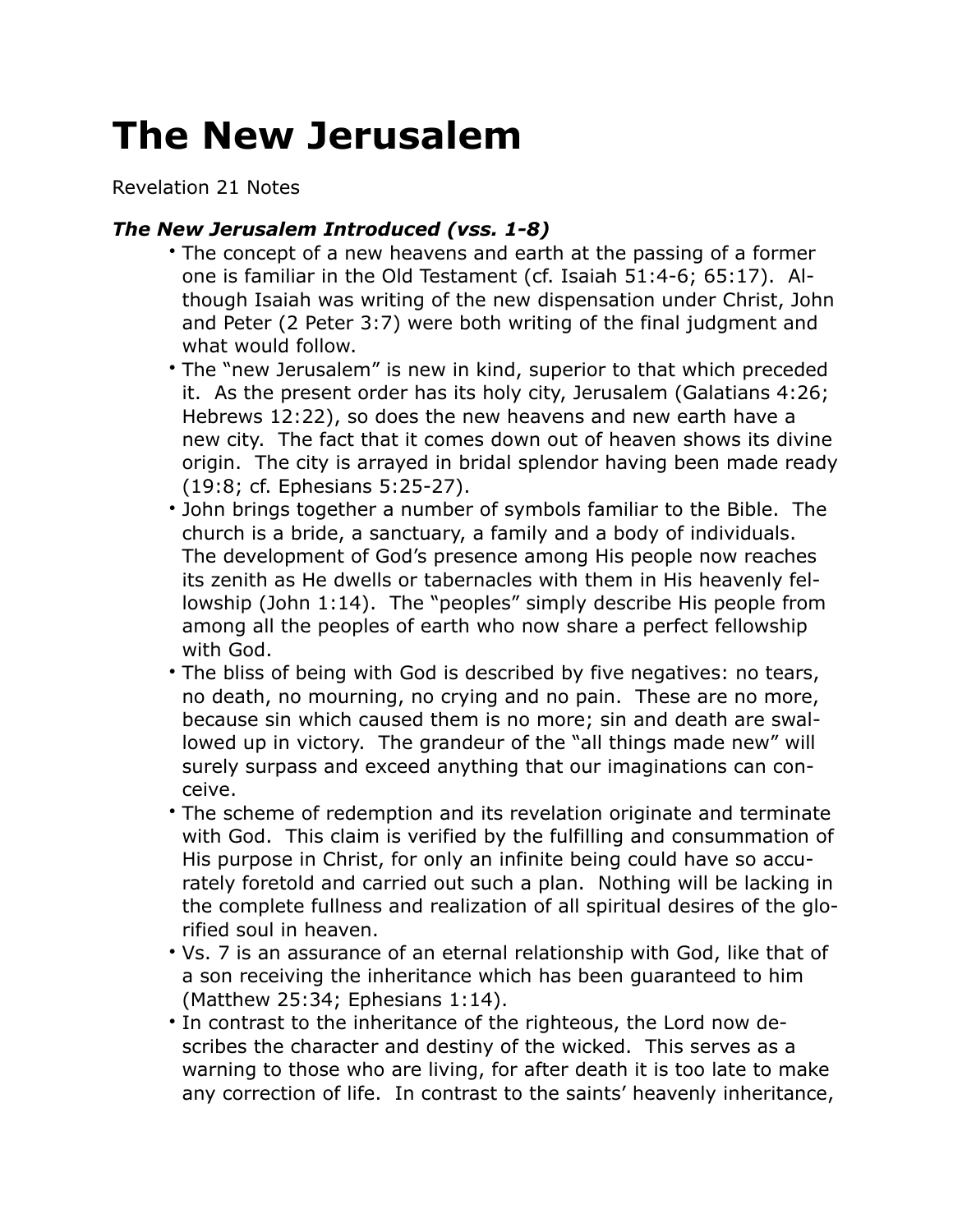# The New Jerusalem

Revelation 21 Notes

### *The New Jerusalem Introduced (vss. 1-8)*

- The concept of a new heavens and earth at the passing of a former one is familiar in the Old Testament (cf. Isaiah 51:4-6; 65:17). Although Isaiah was writing of the new dispensation under Christ, John and Peter (2 Peter 3:7) were both writing of the final judgment and what would follow.
- The "new Jerusalem" is new in kind, superior to that which preceded it. As the present order has its holy city, Jerusalem (Galatians 4:26; Hebrews 12:22), so does the new heavens and new earth have a new city. The fact that it comes down out of heaven shows its divine origin. The city is arrayed in bridal splendor having been made ready (19:8; cf. Ephesians 5:25-27).
- John brings together a number of symbols familiar to the Bible. The church is a bride, a sanctuary, a family and a body of individuals. The development of God's presence among His people now reaches its zenith as He dwells or tabernacles with them in His heavenly fellowship (John 1:14). The "peoples" simply describe His people from among all the peoples of earth who now share a perfect fellowship with God.
- The bliss of being with God is described by five negatives: no tears, no death, no mourning, no crying and no pain. These are no more, because sin which caused them is no more; sin and death are swallowed up in victory. The grandeur of the "all things made new" will surely surpass and exceed anything that our imaginations can conceive.
- The scheme of redemption and its revelation originate and terminate with God. This claim is verified by the fulfilling and consummation of His purpose in Christ, for only an infinite being could have so accurately foretold and carried out such a plan. Nothing will be lacking in the complete fullness and realization of all spiritual desires of the glorified soul in heaven.
- Vs. 7 is an assurance of an eternal relationship with God, like that of a son receiving the inheritance which has been guaranteed to him (Matthew 25:34; Ephesians 1:14).
- In contrast to the inheritance of the righteous, the Lord now describes the character and destiny of the wicked. This serves as a warning to those who are living, for after death it is too late to make any correction of life. In contrast to the saints' heavenly inheritance,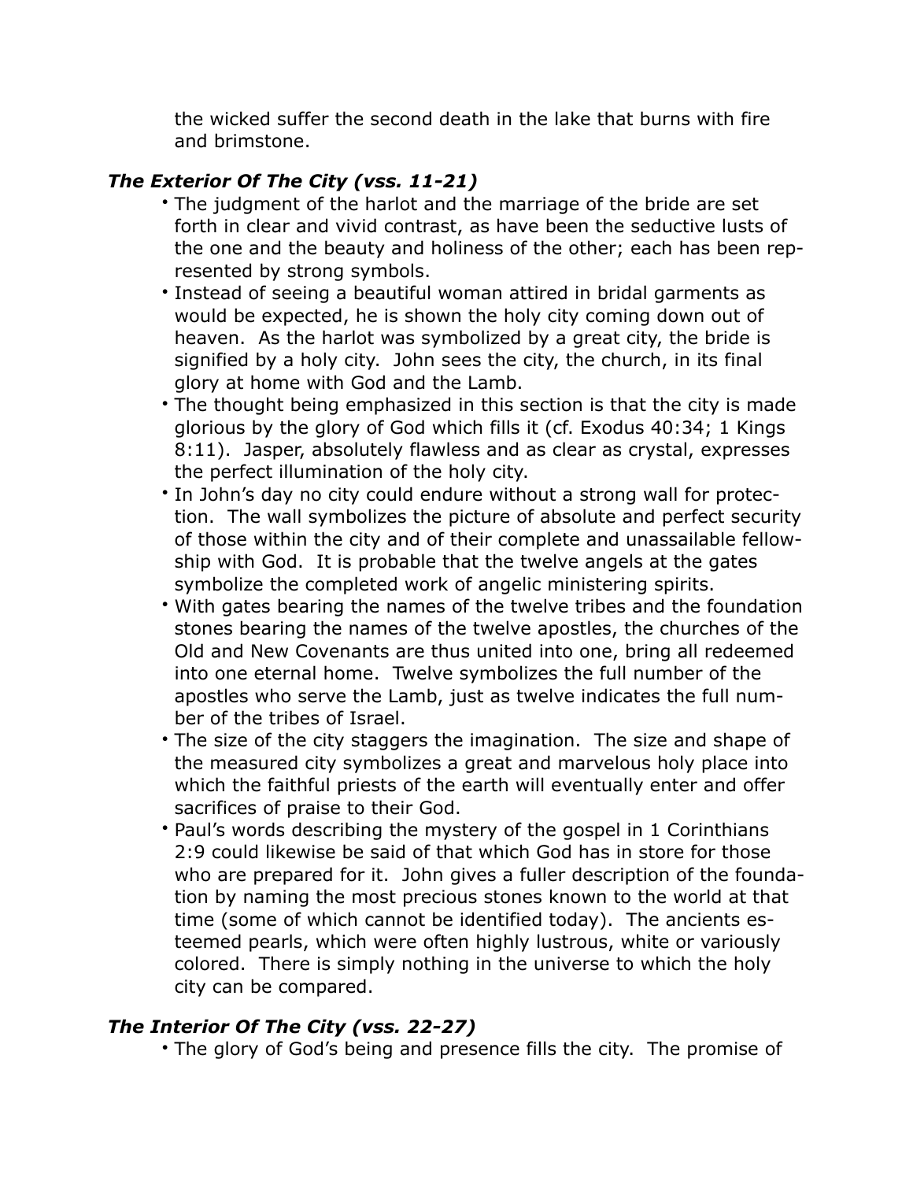the wicked suffer the second death in the lake that burns with fire and brimstone.

### *The Exterior Of The City (vss. 11-21)*

- The judgment of the harlot and the marriage of the bride are set forth in clear and vivid contrast, as have been the seductive lusts of the one and the beauty and holiness of the other; each has been represented by strong symbols.
- Instead of seeing a beautiful woman attired in bridal garments as would be expected, he is shown the holy city coming down out of heaven. As the harlot was symbolized by a great city, the bride is signified by a holy city. John sees the city, the church, in its final glory at home with God and the Lamb.
- The thought being emphasized in this section is that the city is made glorious by the glory of God which fills it (cf. Exodus 40:34; 1 Kings 8:11). Jasper, absolutely flawless and as clear as crystal, expresses the perfect illumination of the holy city.
- In John's day no city could endure without a strong wall for protection. The wall symbolizes the picture of absolute and perfect security of those within the city and of their complete and unassailable fellowship with God. It is probable that the twelve angels at the gates symbolize the completed work of angelic ministering spirits.
- With gates bearing the names of the twelve tribes and the foundation stones bearing the names of the twelve apostles, the churches of the Old and New Covenants are thus united into one, bring all redeemed into one eternal home. Twelve symbolizes the full number of the apostles who serve the Lamb, just as twelve indicates the full number of the tribes of Israel.
- The size of the city staggers the imagination. The size and shape of the measured city symbolizes a great and marvelous holy place into which the faithful priests of the earth will eventually enter and offer sacrifices of praise to their God.
- Paul's words describing the mystery of the gospel in 1 Corinthians 2:9 could likewise be said of that which God has in store for those who are prepared for it. John gives a fuller description of the foundation by naming the most precious stones known to the world at that time (some of which cannot be identified today). The ancients esteemed pearls, which were often highly lustrous, white or variously colored. There is simply nothing in the universe to which the holy city can be compared.

### *The Interior Of The City (vss. 22-27)*

- The glory of God's being and presence fills the city. The promise of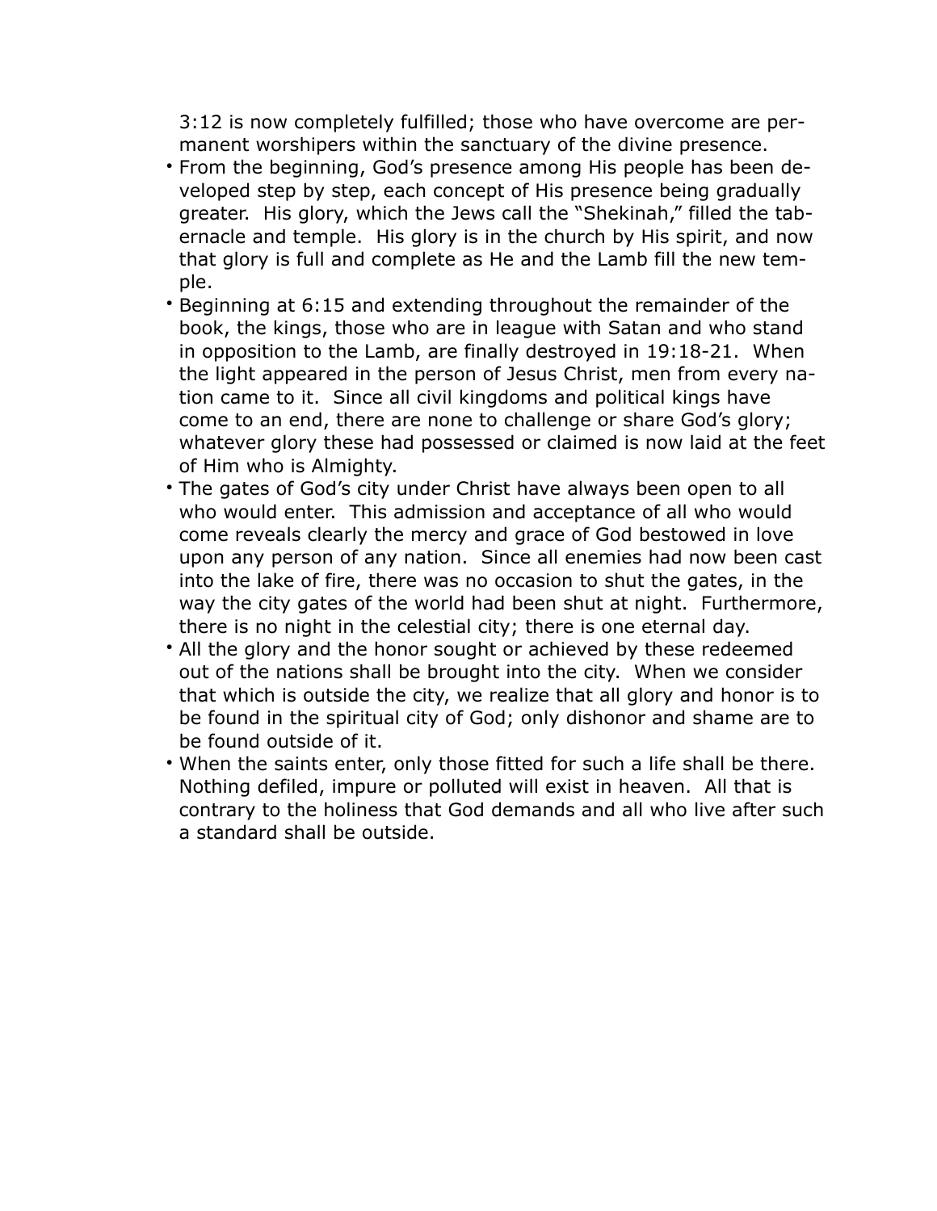3:12 is now completely fulfilled; those who have overcome are permanent worshipers within the sanctuary of the divine presence.

- From the beginning, God's presence among His people has been developed step by step, each concept of His presence being gradually greater. His glory, which the Jews call the "Shekinah," filled the tabernacle and temple. His glory is in the church by His spirit, and now that glory is full and complete as He and the Lamb fill the new temple.
- Beginning at 6:15 and extending throughout the remainder of the book, the kings, those who are in league with Satan and who stand in opposition to the Lamb, are finally destroyed in 19:18-21. When the light appeared in the person of Jesus Christ, men from every nation came to it. Since all civil kingdoms and political kings have come to an end, there are none to challenge or share God's glory; whatever glory these had possessed or claimed is now laid at the feet of Him who is Almighty.
- The gates of God's city under Christ have always been open to all who would enter. This admission and acceptance of all who would come reveals clearly the mercy and grace of God bestowed in love upon any person of any nation. Since all enemies had now been cast into the lake of fire, there was no occasion to shut the gates, in the way the city gates of the world had been shut at night. Furthermore, there is no night in the celestial city; there is one eternal day.
- All the glory and the honor sought or achieved by these redeemed out of the nations shall be brought into the city. When we consider that which is outside the city, we realize that all glory and honor is to be found in the spiritual city of God; only dishonor and shame are to be found outside of it.
- When the saints enter, only those fitted for such a life shall be there. Nothing defiled, impure or polluted will exist in heaven. All that is contrary to the holiness that God demands and all who live after such a standard shall be outside.